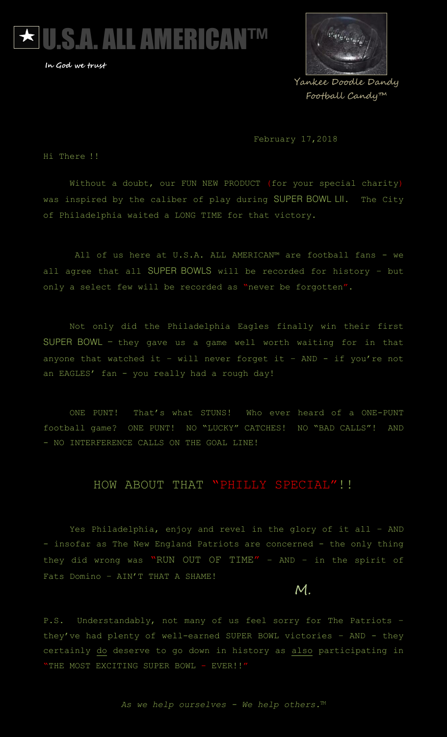# ★ U.S.A. ALL AMERICAN™

**In God we trust**

Yankee Doodle Dandy
Football Candy™

February 17,2018

Hi There !!

Without a doubt, our FUN NEW PRODUCT (for your special charity) was inspired by the caliber of play during SUPER BOWL LII. The City of Philadelphia waited a LONG TIME for that victory.

All of us here at U.S.A. ALL AMERICAN™ are football fans - we all agree that all SUPER BOWLS will be recorded for history - but only a select few will be recorded as "never be forgotten".

Not only did the Philadelphia Eagles finally win their first SUPER BOWL – they gave us a game well worth waiting for in that anyone that watched it – will never forget it – AND - if you're not an EAGLES' fan - you really had a rough day!

ONE PUNT! That's what STUNS! Who ever heard of a ONE-PUNT football game? ONE PUNT! NO "LUCKY" CATCHES! NO "BAD CALLS"! AND - NO INTERFERENCE CALLS ON THE GOAL LINE!

## HOW ABOUT THAT "PHILLY SPECIAL"!!

Yes Philadelphia, enjoy and revel in the glory of it all – AND - insofar as The New England Patriots are concerned - the only thing they did wrong was "RUN OUT OF TIME" – AND – in the spirit of Fats Domino – AIN'T THAT A SHAME!

M.

P.S. Understandably, not many of us feel sorry for The Patriots – they've had plenty of well-earned SUPER BOWL victories – AND - they certainly <u>do</u> deserve to go down in history as <u>also</u> participating in "THE MOST EXCITING SUPER BOWL – EVER!!"

*As we help ourselves - We help others.*™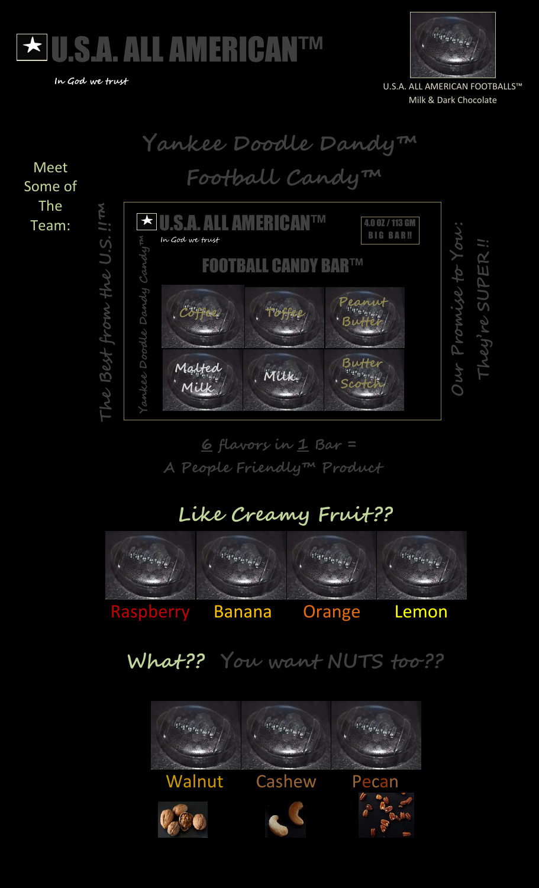# ★ U.S.A. ALL AMERICAN™

*In God we trust*

U.S.A. ALL AMERICAN FOOTBALLS™
Milk & Dark Chocolate

## *Yankee Doodle Dandy™*
## *Football Candy™*

Meet Some of The Team:

*The Best from the U.S.!!™*

★ U.S.A. ALL AMERICAN™
*In God we trust*

4.0 OZ / 113 GM
BIG BAR!!

FOOTBALL CANDY BAR™

*Yankee Doodle Dandy Candy™*

Coffee | Toffee | Peanut Butter
Malted Milk | Milk | Butter Scotch

*Our Promise to You: They're SUPER!!*

***6** flavors in **1** Bar =*
*A People Friendly™ Product*

## Like Creamy Fruit??

Raspberry | Banana | Orange | Lemon

## What?? You want NUTS too??

Walnut | Cashew | Pecan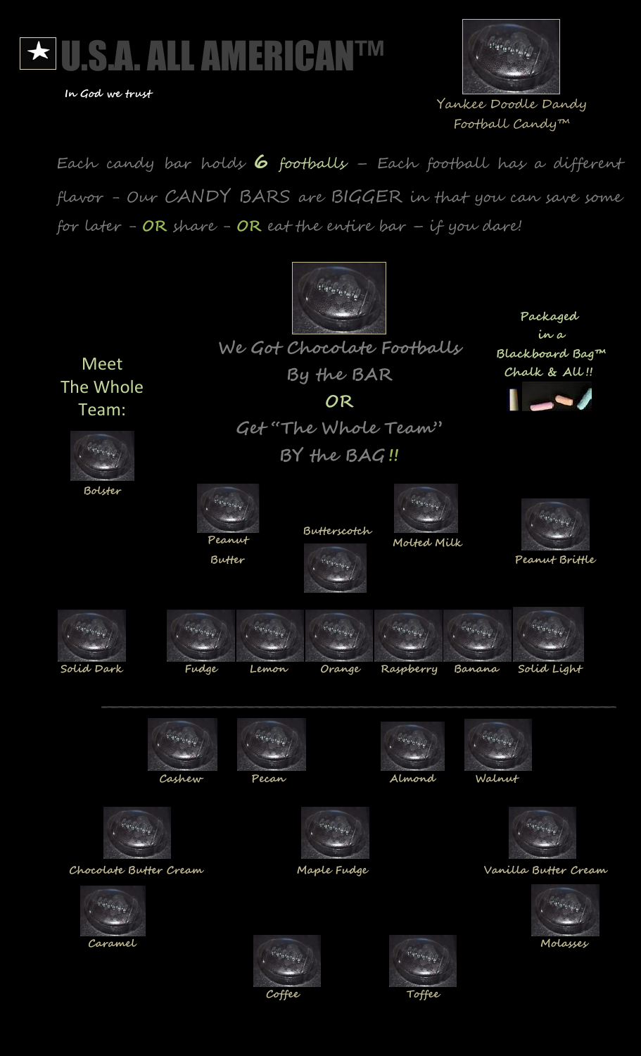# ★ U.S.A. ALL AMERICAN™

*In God we trust*

Yankee Doodle Dandy Football Candy™

Each candy bar holds **6 footballs** – Each football has a different flavor – Our CANDY BARS are BIGGER in that you can save some for later – **OR** share – **OR** eat the entire bar – if you dare!

We Got Chocolate Footballs
By the BAR
**OR**
Get "The Whole Team"
BY the BAG!!

Packaged in a Blackboard Bag™ Chalk & All!!

Meet The Whole Team:

Bolster

Peanut Butter

Butterscotch

Molted Milk

Peanut Brittle

Solid Dark

Fudge

Lemon

Orange

Raspberry

Banana

Solid Light

---

Cashew

Pecan

Almond

Walnut

Chocolate Butter Cream

Maple Fudge

Vanilla Butter Cream

Caramel

Molasses

Coffee

Toffee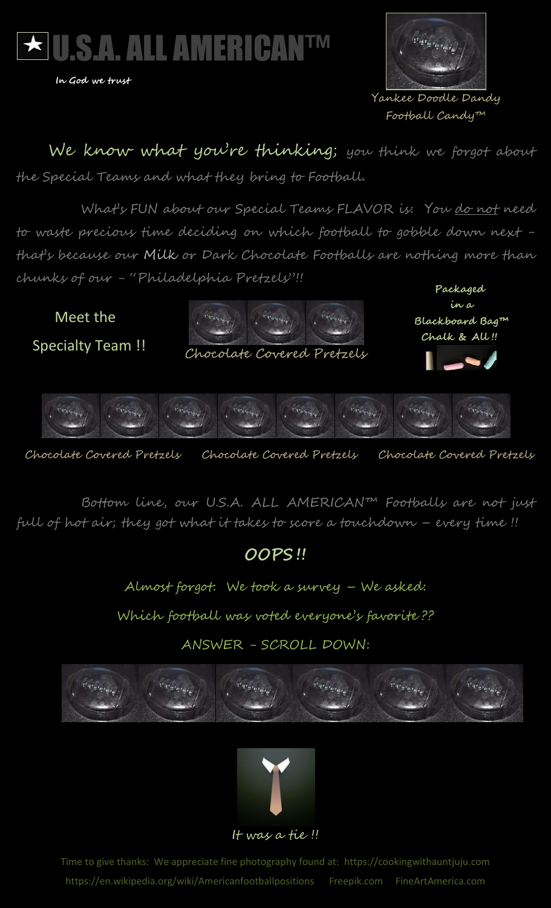# ★ U.S.A. ALL AMERICAN™

**In God we trust**

Yankee Doodle Dandy
Football Candy™

We know what you're thinking; you think we forgot about the Special Teams and what they bring to Football.

What's FUN about our Special Teams FLAVOR is: You do not need to waste precious time deciding on which football to gobble down next – that's because our Milk or Dark Chocolate Footballs are nothing more than chunks of our – "Philadelphia Pretzels"!!

Meet the Specialty Team !!

Chocolate Covered Pretzels

**Packaged in a Blackboard Bag™ Chalk & All !!**

Chocolate Covered Pretzels  Chocolate Covered Pretzels  Chocolate Covered Pretzels

Bottom line, our U.S.A. ALL AMERICAN™ Footballs are not just full of hot air; they got what it takes to score a touchdown – every time !!

**OOPS !!**

Almost forgot: We took a survey – We asked:

Which football was voted everyone's favorite ??

ANSWER - SCROLL DOWN:

It was a tie !!

Time to give thanks: We appreciate fine photography found at: https://cookingwithauntjuju.com
https://en.wikipedia.org/wiki/Americanfootballpositions  Freepik.com  FineArtAmerica.com